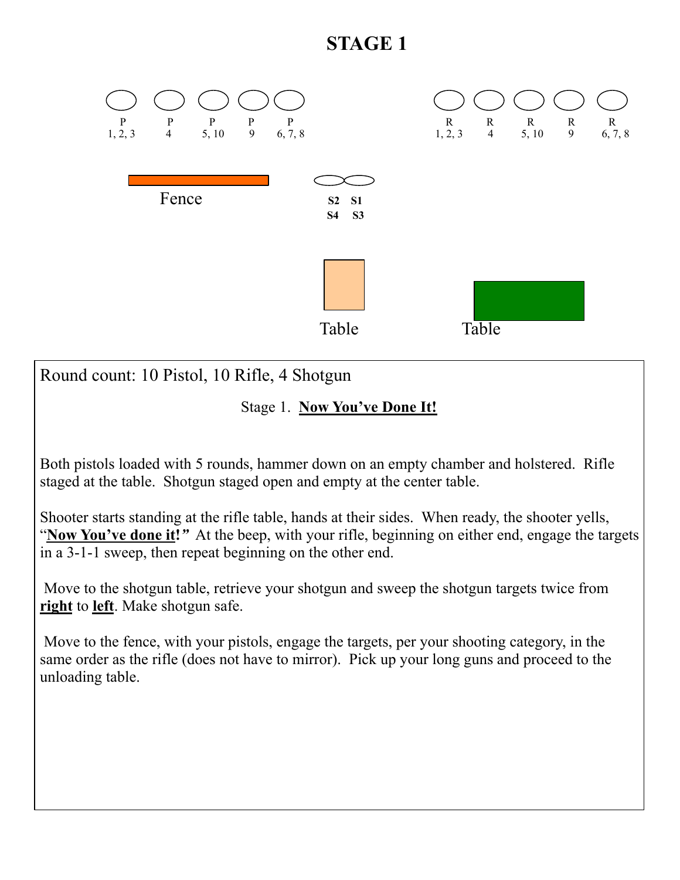# STAGE 1

P 1, 2, 3 &nbsp;&nbsp; P 4 &nbsp;&nbsp; P 5, 10 &nbsp;&nbsp; P 9 &nbsp;&nbsp; P 6, 7, 8

R 1, 2, 3 &nbsp;&nbsp; R 4 &nbsp;&nbsp; R 5, 10 &nbsp;&nbsp; R 9 &nbsp;&nbsp; R 6, 7, 8

Fence

**S2 S1**
**S4 S3**

Table &nbsp;&nbsp; Table

Round count: 10 Pistol, 10 Rifle, 4 Shotgun

Stage 1. **Now You've Done It!**

Both pistols loaded with 5 rounds, hammer down on an empty chamber and holstered. Rifle staged at the table. Shotgun staged open and empty at the center table.

Shooter starts standing at the rifle table, hands at their sides. When ready, the shooter yells, "**Now You've done it!**" At the beep, with your rifle, beginning on either end, engage the targets in a 3-1-1 sweep, then repeat beginning on the other end.

Move to the shotgun table, retrieve your shotgun and sweep the shotgun targets twice from **right** to **left**. Make shotgun safe.

Move to the fence, with your pistols, engage the targets, per your shooting category, in the same order as the rifle (does not have to mirror). Pick up your long guns and proceed to the unloading table.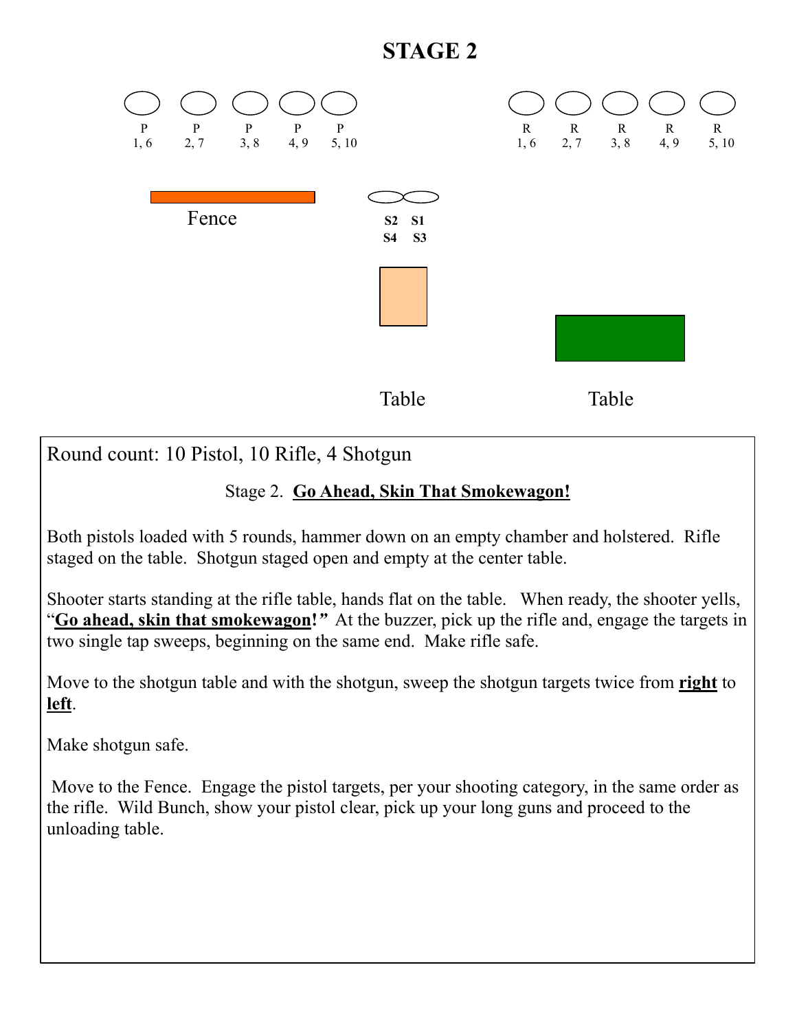# STAGE 2

P 1, 6 — P 2, 7 — P 3, 8 — P 4, 9 — P 5, 10

R 1, 6 — R 2, 7 — R 3, 8 — R 4, 9 — R 5, 10

Fence

S2 S1
S4 S3

Table

Table

Round count: 10 Pistol, 10 Rifle, 4 Shotgun

Stage 2. **Go Ahead, Skin That Smokewagon!**

Both pistols loaded with 5 rounds, hammer down on an empty chamber and holstered. Rifle staged on the table. Shotgun staged open and empty at the center table.

Shooter starts standing at the rifle table, hands flat on the table. When ready, the shooter yells, "**Go ahead, skin that smokewagon!**" At the buzzer, pick up the rifle and, engage the targets in two single tap sweeps, beginning on the same end. Make rifle safe.

Move to the shotgun table and with the shotgun, sweep the shotgun targets twice from **right** to **left**.

Make shotgun safe.

Move to the Fence. Engage the pistol targets, per your shooting category, in the same order as the rifle. Wild Bunch, show your pistol clear, pick up your long guns and proceed to the unloading table.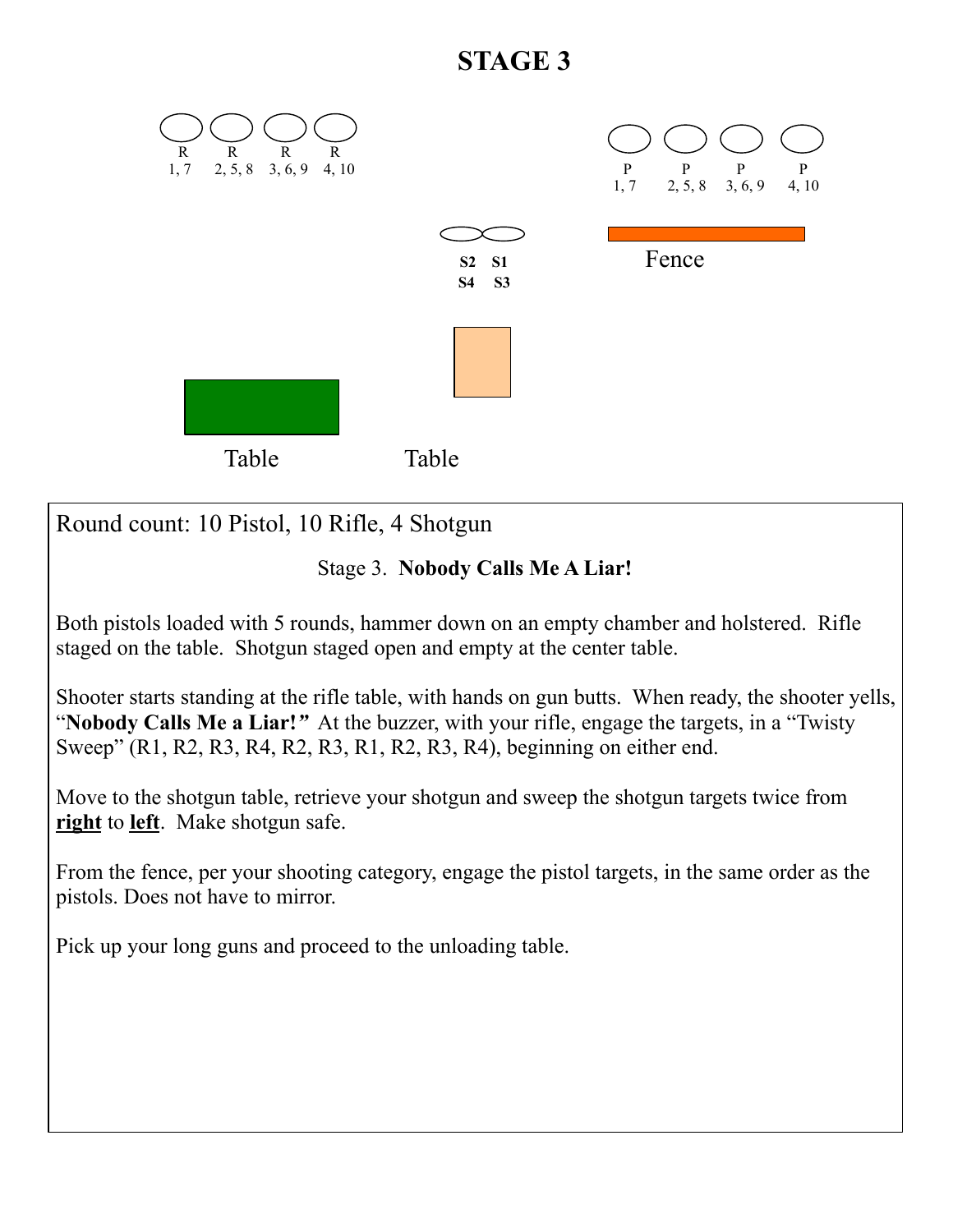# STAGE 3

R 1, 7 — R 2, 5, 8 — R 3, 6, 9 — R 4, 10

P 1, 7 — P 2, 5, 8 — P 3, 6, 9 — P 4, 10

S2 S1
S4 S3

Fence

Table Table

Round count: 10 Pistol, 10 Rifle, 4 Shotgun

Stage 3. **Nobody Calls Me A Liar!**

Both pistols loaded with 5 rounds, hammer down on an empty chamber and holstered. Rifle staged on the table. Shotgun staged open and empty at the center table.

Shooter starts standing at the rifle table, with hands on gun butts. When ready, the shooter yells, "**Nobody Calls Me a Liar!***"* At the buzzer, with your rifle, engage the targets, in a "Twisty Sweep" (R1, R2, R3, R4, R2, R3, R1, R2, R3, R4), beginning on either end.

Move to the shotgun table, retrieve your shotgun and sweep the shotgun targets twice from **right** to **left**. Make shotgun safe.

From the fence, per your shooting category, engage the pistol targets, in the same order as the pistols. Does not have to mirror.

Pick up your long guns and proceed to the unloading table.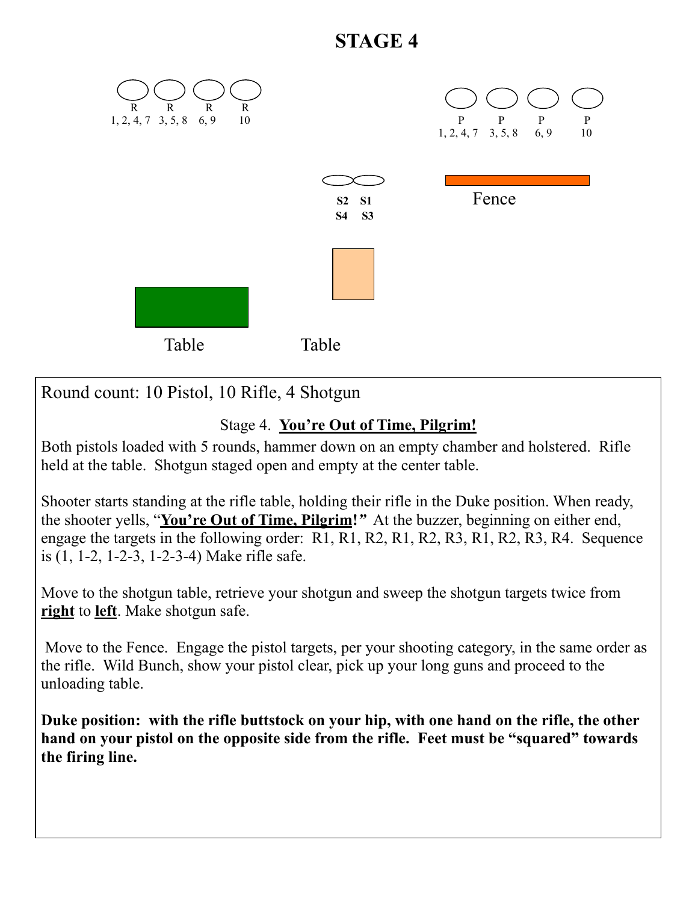# STAGE 4

R R R R
1, 2, 4, 7 3, 5, 8 6, 9 10

P P P P
1, 2, 4, 7 3, 5, 8 6, 9 10

S2 S1
S4 S3

Fence

Table Table

Round count: 10 Pistol, 10 Rifle, 4 Shotgun

Stage 4. **You're Out of Time, Pilgrim!**

Both pistols loaded with 5 rounds, hammer down on an empty chamber and holstered. Rifle held at the table. Shotgun staged open and empty at the center table.

Shooter starts standing at the rifle table, holding their rifle in the Duke position. When ready, the shooter yells, "**You're Out of Time, Pilgrim!**" At the buzzer, beginning on either end, engage the targets in the following order: R1, R1, R2, R1, R2, R3, R1, R2, R3, R4. Sequence is (1, 1-2, 1-2-3, 1-2-3-4) Make rifle safe.

Move to the shotgun table, retrieve your shotgun and sweep the shotgun targets twice from **right** to **left**. Make shotgun safe.

Move to the Fence. Engage the pistol targets, per your shooting category, in the same order as the rifle. Wild Bunch, show your pistol clear, pick up your long guns and proceed to the unloading table.

**Duke position: with the rifle buttstock on your hip, with one hand on the rifle, the other hand on your pistol on the opposite side from the rifle. Feet must be "squared" towards the firing line.**